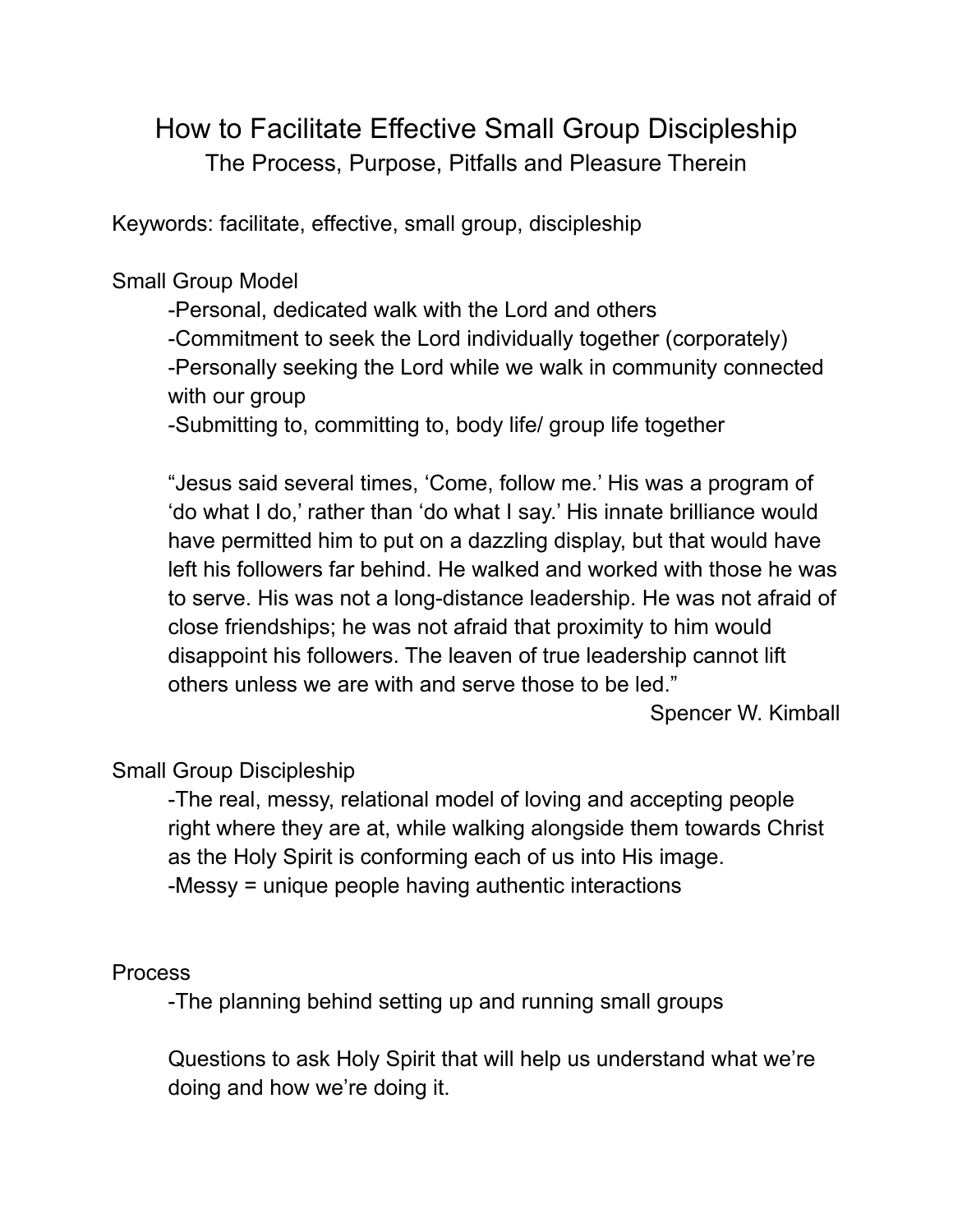# How to Facilitate Effective Small Group Discipleship

The Process, Purpose, Pitfalls and Pleasure Therein

Keywords: facilitate, effective, small group, discipleship

## Small Group Model

-Personal, dedicated walk with the Lord and others
-Commitment to seek the Lord individually together (corporately)
-Personally seeking the Lord while we walk in community connected with our group
-Submitting to, committing to, body life/ group life together

> "Jesus said several times, 'Come, follow me.' His was a program of 'do what I do,' rather than 'do what I say.' His innate brilliance would have permitted him to put on a dazzling display, but that would have left his followers far behind. He walked and worked with those he was to serve. His was not a long-distance leadership. He was not afraid of close friendships; he was not afraid that proximity to him would disappoint his followers. The leaven of true leadership cannot lift others unless we are with and serve those to be led."
>
> Spencer W. Kimball

## Small Group Discipleship

-The real, messy, relational model of loving and accepting people right where they are at, while walking alongside them towards Christ as the Holy Spirit is conforming each of us into His image.
-Messy = unique people having authentic interactions

## Process

-The planning behind setting up and running small groups

Questions to ask Holy Spirit that will help us understand what we're doing and how we're doing it.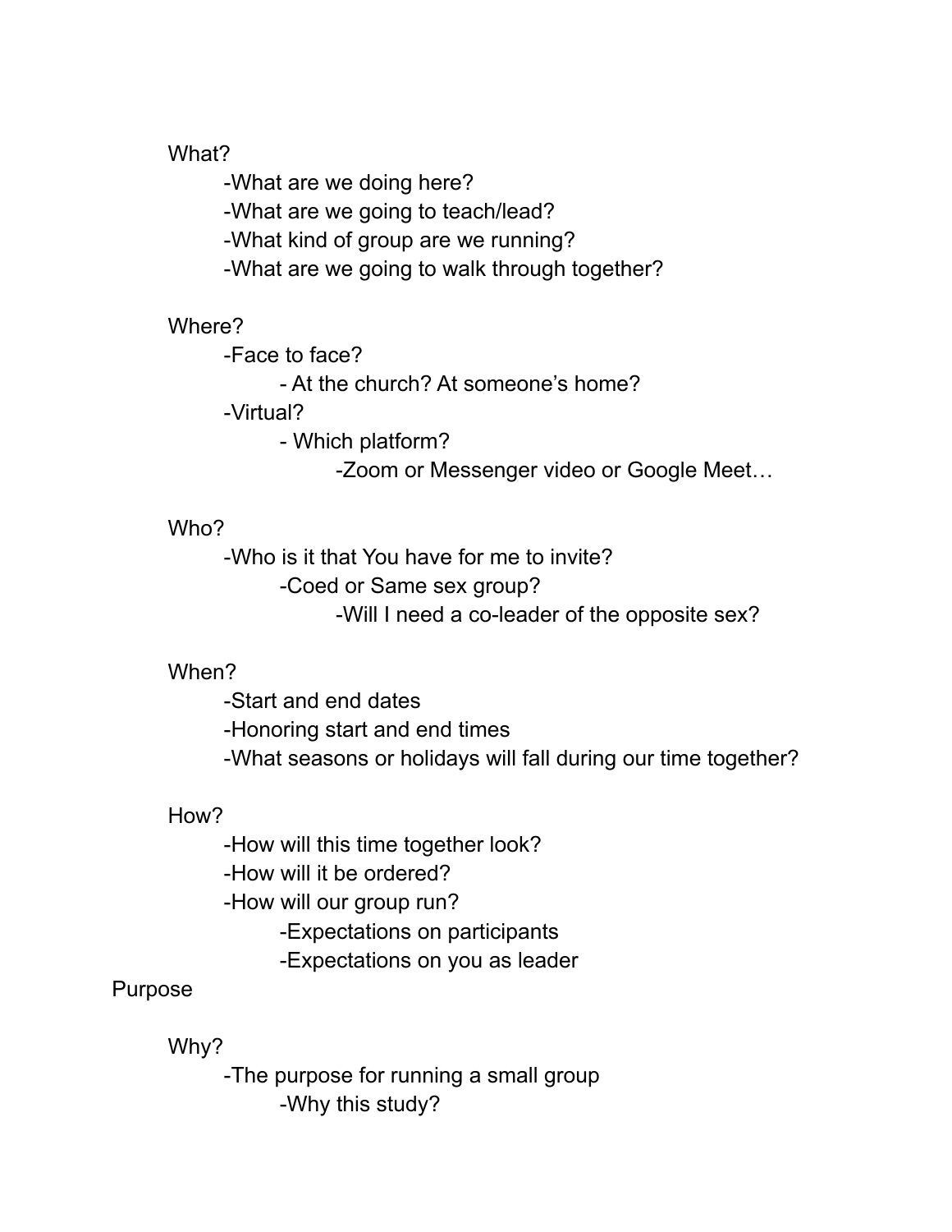- What?
  - -What are we doing here?
  - -What are we going to teach/lead?
  - -What kind of group are we running?
  - -What are we going to walk through together?

- Where?
  - -Face to face?
    - - At the church? At someone's home?
  - -Virtual?
    - - Which platform?
      - -Zoom or Messenger video or Google Meet…

- Who?
  - -Who is it that You have for me to invite?
    - -Coed or Same sex group?
      - -Will I need a co-leader of the opposite sex?

- When?
  - -Start and end dates
  - -Honoring start and end times
  - -What seasons or holidays will fall during our time together?

- How?
  - -How will this time together look?
  - -How will it be ordered?
  - -How will our group run?
    - -Expectations on participants
    - -Expectations on you as leader

Purpose

- Why?
  - -The purpose for running a small group
    - -Why this study?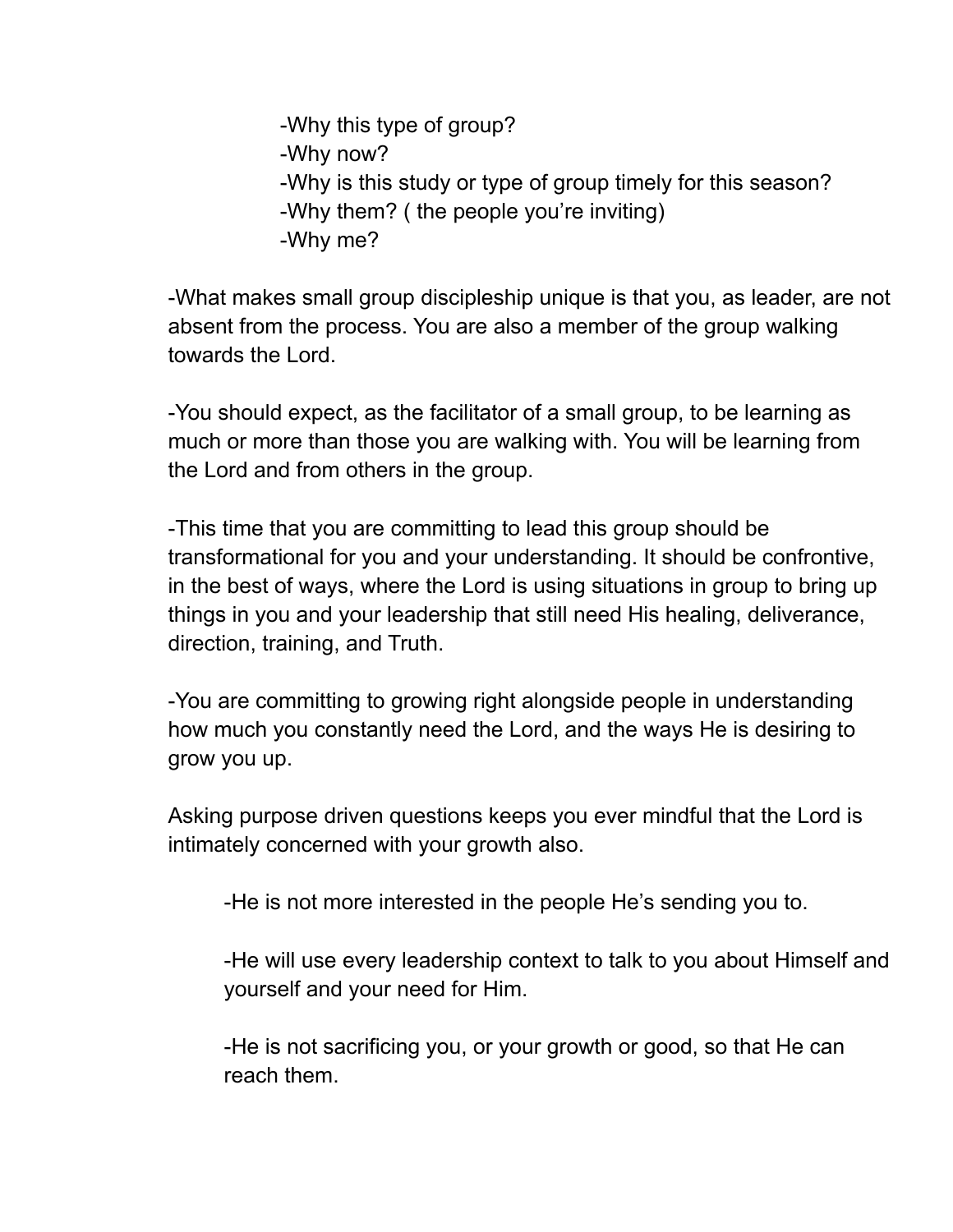-Why this type of group?
-Why now?
-Why is this study or type of group timely for this season?
-Why them? ( the people you're inviting)
-Why me?

-What makes small group discipleship unique is that you, as leader, are not absent from the process. You are also a member of the group walking towards the Lord.

-You should expect, as the facilitator of a small group, to be learning as much or more than those you are walking with. You will be learning from the Lord and from others in the group.

-This time that you are committing to lead this group should be transformational for you and your understanding. It should be confrontive, in the best of ways, where the Lord is using situations in group to bring up things in you and your leadership that still need His healing, deliverance, direction, training, and Truth.

-You are committing to growing right alongside people in understanding how much you constantly need the Lord, and the ways He is desiring to grow you up.

Asking purpose driven questions keeps you ever mindful that the Lord is intimately concerned with your growth also.

-He is not more interested in the people He's sending you to.

-He will use every leadership context to talk to you about Himself and yourself and your need for Him.

-He is not sacrificing you, or your growth or good, so that He can reach them.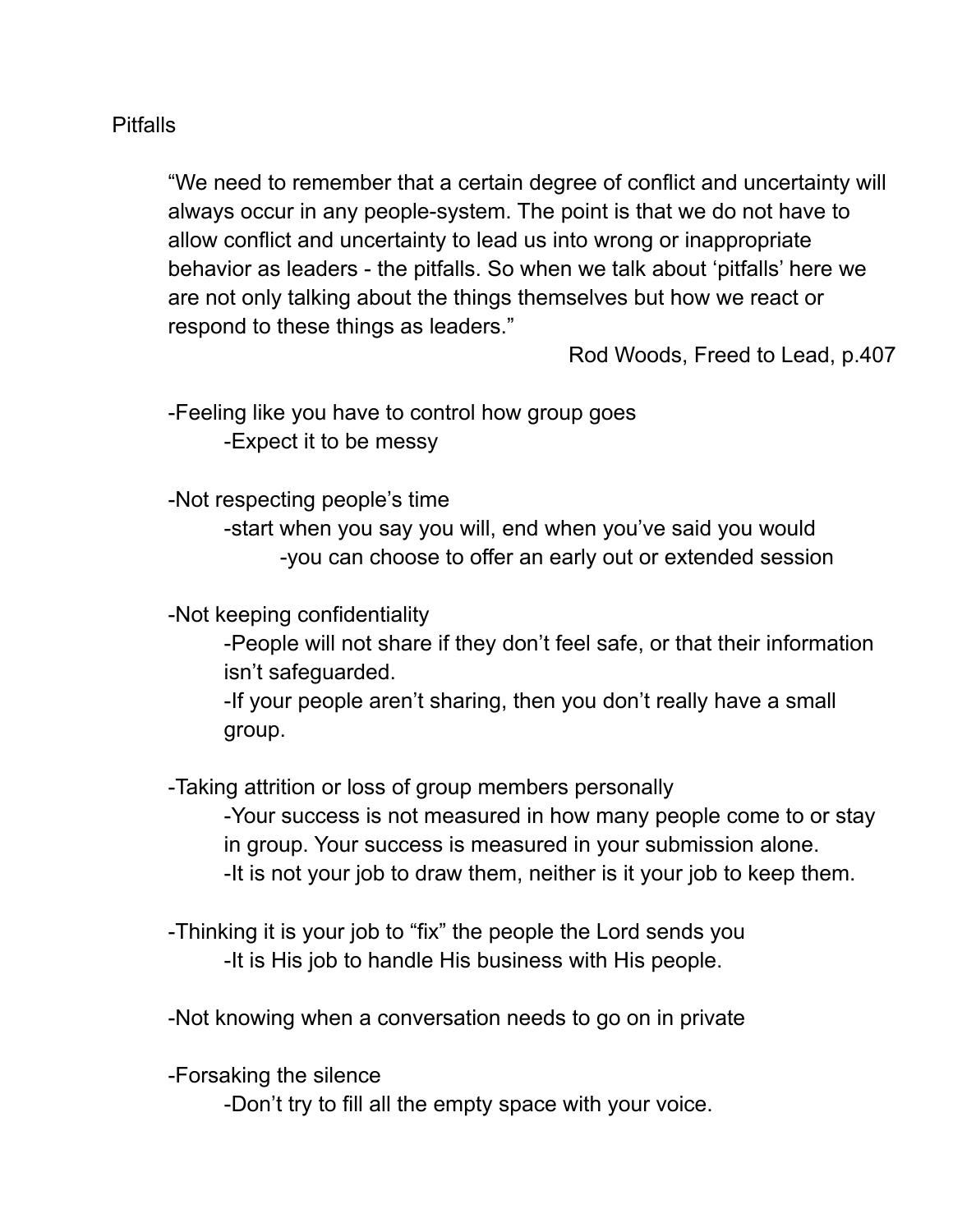## Pitfalls

> "We need to remember that a certain degree of conflict and uncertainty will always occur in any people-system. The point is that we do not have to allow conflict and uncertainty to lead us into wrong or inappropriate behavior as leaders - the pitfalls. So when we talk about 'pitfalls' here we are not only talking about the things themselves but how we react or respond to these things as leaders."
>
> Rod Woods, Freed to Lead, p.407

- Feeling like you have to control how group goes
  - Expect it to be messy

- Not respecting people's time
  - start when you say you will, end when you've said you would
    - you can choose to offer an early out or extended session

- Not keeping confidentiality
  - People will not share if they don't feel safe, or that their information isn't safeguarded.
  - If your people aren't sharing, then you don't really have a small group.

- Taking attrition or loss of group members personally
  - Your success is not measured in how many people come to or stay in group. Your success is measured in your submission alone.
  - It is not your job to draw them, neither is it your job to keep them.

- Thinking it is your job to "fix" the people the Lord sends you
  - It is His job to handle His business with His people.

- Not knowing when a conversation needs to go on in private

- Forsaking the silence
  - Don't try to fill all the empty space with your voice.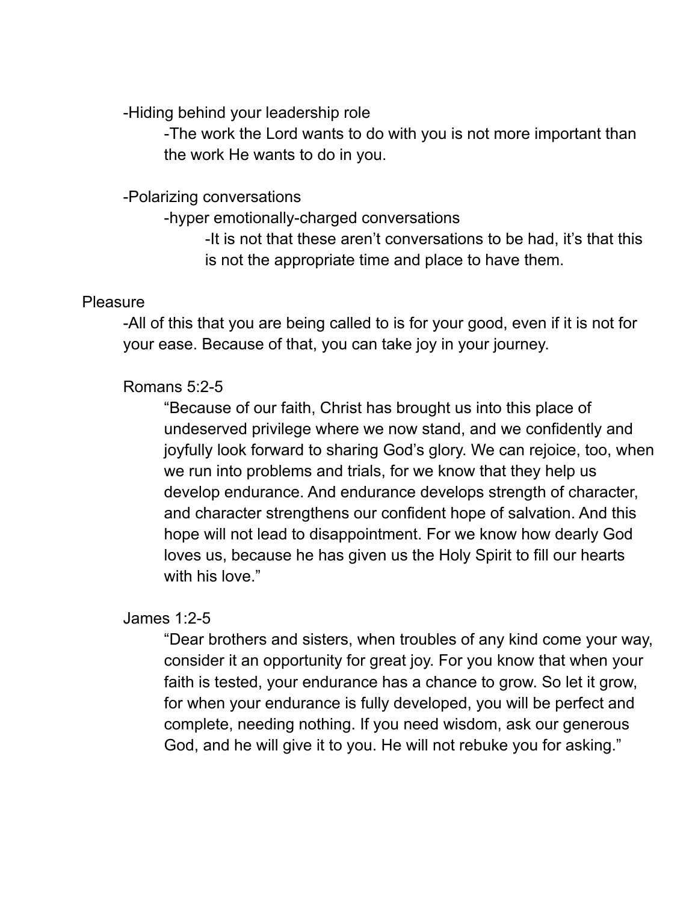- -Hiding behind your leadership role
  - -The work the Lord wants to do with you is not more important than the work He wants to do in you.

- -Polarizing conversations
  - -hyper emotionally-charged conversations
    - -It is not that these aren't conversations to be had, it's that this is not the appropriate time and place to have them.

Pleasure

- -All of this that you are being called to is for your good, even if it is not for your ease. Because of that, you can take joy in your journey.

  Romans 5:2-5

  > "Because of our faith, Christ has brought us into this place of undeserved privilege where we now stand, and we confidently and joyfully look forward to sharing God's glory. We can rejoice, too, when we run into problems and trials, for we know that they help us develop endurance. And endurance develops strength of character, and character strengthens our confident hope of salvation. And this hope will not lead to disappointment. For we know how dearly God loves us, because he has given us the Holy Spirit to fill our hearts with his love."

  James 1:2-5

  > "Dear brothers and sisters, when troubles of any kind come your way, consider it an opportunity for great joy. For you know that when your faith is tested, your endurance has a chance to grow. So let it grow, for when your endurance is fully developed, you will be perfect and complete, needing nothing. If you need wisdom, ask our generous God, and he will give it to you. He will not rebuke you for asking."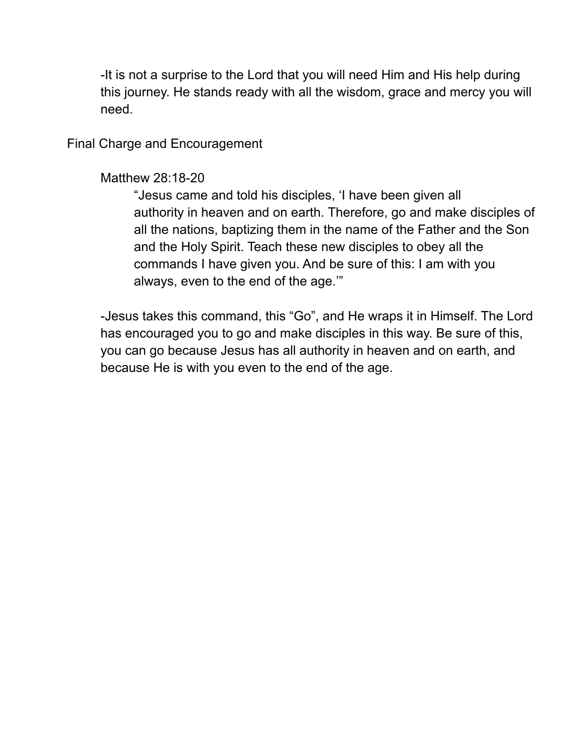-It is not a surprise to the Lord that you will need Him and His help during this journey. He stands ready with all the wisdom, grace and mercy you will need.

## Final Charge and Encouragement

Matthew 28:18-20

> “Jesus came and told his disciples, ‘I have been given all authority in heaven and on earth. Therefore, go and make disciples of all the nations, baptizing them in the name of the Father and the Son and the Holy Spirit. Teach these new disciples to obey all the commands I have given you. And be sure of this: I am with you always, even to the end of the age.’”

-Jesus takes this command, this “Go”, and He wraps it in Himself. The Lord has encouraged you to go and make disciples in this way. Be sure of this, you can go because Jesus has all authority in heaven and on earth, and because He is with you even to the end of the age.